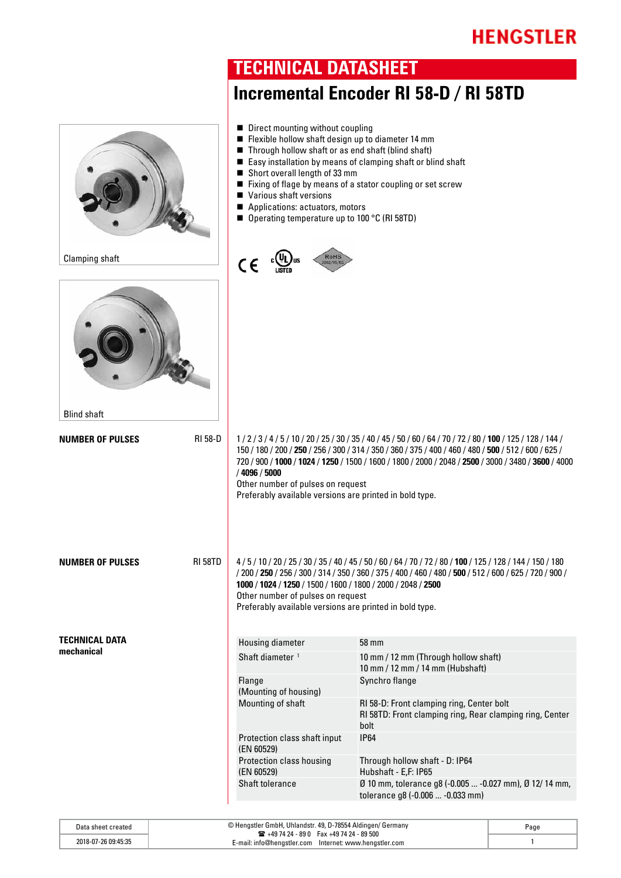HENGSTLER

# TECHNICAL DATASHEET

## Incremental Encoder RI 58-D / RI 58TD

- Direct mounting without coupling
- Flexible hollow shaft design up to diameter 14 mm
- Through hollow shaft or as end shaft (blind shaft)
- Easy installation by means of clamping shaft or blind shaft
- Short overall length of 33 mm
- Fixing of flage by means of a stator coupling or set screw
- Various shaft versions
- Applications: actuators, motors
- Operating temperature up to 100 °C (RI 58TD)

Clamping shaft

Blind shaft

**NUMBER OF PULSES** RI 58-D

1 / 2 / 3 / 4 / 5 / 10 / 20 / 25 / 30 / 35 / 40 / 45 / 50 / 60 / 64 / 70 / 72 / 80 / **100** / 125 / 128 / 144 / 150 / 180 / 200 / **250** / 256 / 300 / 314 / 350 / 360 / 375 / 400 / 460 / 480 / **500** / 512 / 600 / 625 / 720 / 900 / **1000** / **1024** / **1250** / 1500 / 1600 / 1800 / 2000 / 2048 / **2500** / 3000 / 3480 / **3600** / 4000 / **4096** / **5000**
Other number of pulses on request
Preferably available versions are printed in bold type.

**NUMBER OF PULSES** RI 58TD

4 / 5 / 10 / 20 / 25 / 30 / 35 / 40 / 45 / 50 / 60 / 64 / 70 / 72 / 80 / **100** / 125 / 128 / 144 / 150 / 180 / 200 / **250** / 256 / 300 / 314 / 350 / 360 / 375 / 400 / 460 / 480 / **500** / 512 / 600 / 625 / 720 / 900 / **1000** / **1024** / **1250** / 1500 / 1600 / 1800 / 2000 / 2048 / **2500**
Other number of pulses on request
Preferably available versions are printed in bold type.

**TECHNICAL DATA**
**mechanical**

| | |
|---|---|
| Housing diameter | 58 mm |
| Shaft diameter [1] | 10 mm / 12 mm (Through hollow shaft)<br>10 mm / 12 mm / 14 mm (Hubshaft) |
| Flange<br>(Mounting of housing) | Synchro flange |
| Mounting of shaft | RI 58-D: Front clamping ring, Center bolt<br>RI 58TD: Front clamping ring, Rear clamping ring, Center bolt |
| Protection class shaft input<br>(EN 60529) | IP64 |
| Protection class housing<br>(EN 60529) | Through hollow shaft - D: IP64<br>Hubshaft - E,F: IP65 |
| Shaft tolerance | Ø 10 mm, tolerance g8 (-0.005 ... -0.027 mm), Ø 12/ 14 mm, tolerance g8 (-0.006 ... -0.033 mm) |

| Data sheet created | © Hengstler GmbH, Uhlandstr. 49, D-78554 Aldingen/ Germany<br>☎ +49 74 24 - 89 0 Fax +49 74 24 - 89 500<br>E-mail: info@hengstler.com Internet: www.hengstler.com | Page |
|---|---|---|
| 2018-07-26 09:45:35 | | 1 |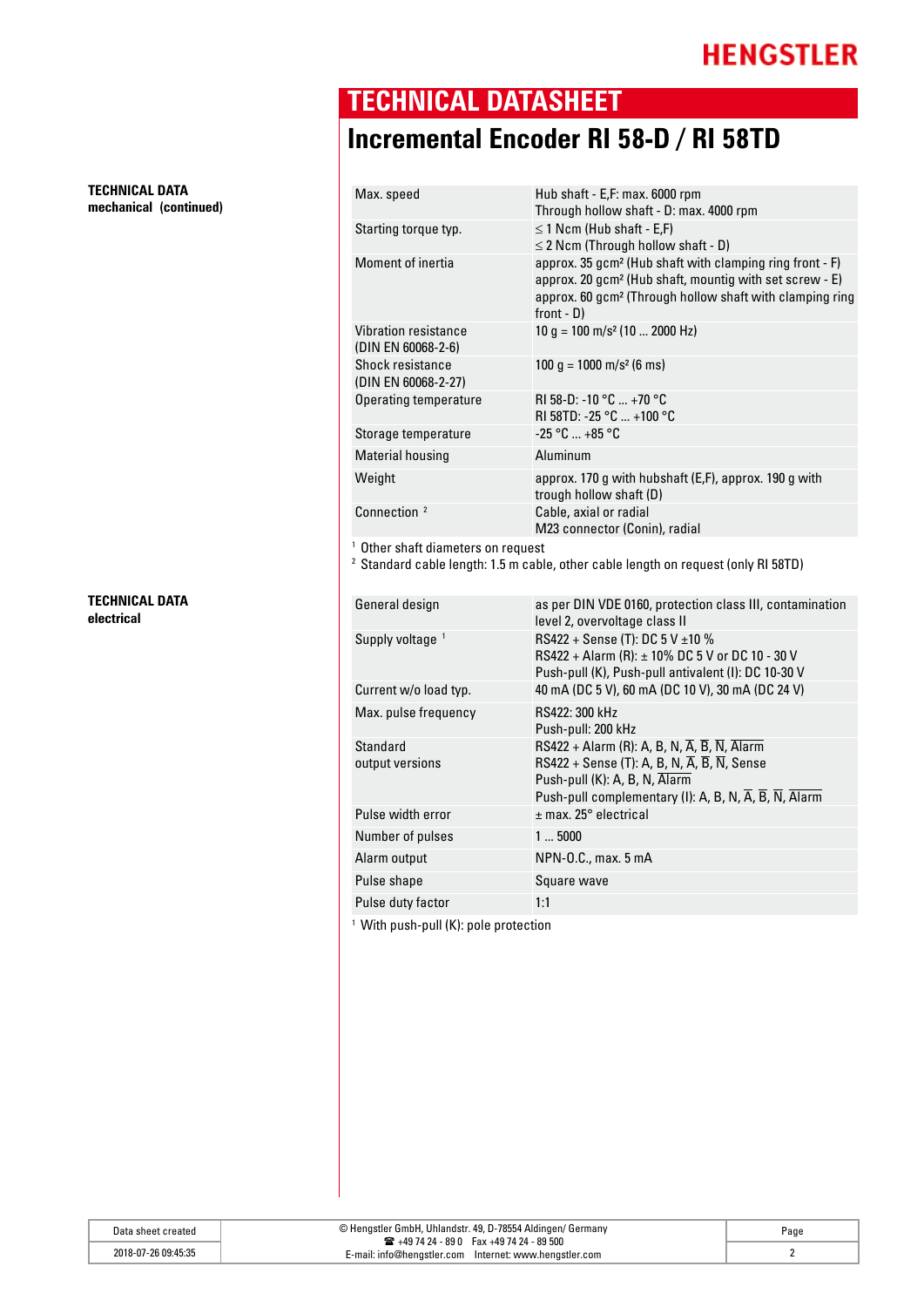# TECHNICAL DATASHEET

## Incremental Encoder RI 58-D / RI 58TD

**TECHNICAL DATA**
**mechanical (continued)**

| | |
|---|---|
| Max. speed | Hub shaft - E,F: max. 6000 rpm<br>Through hollow shaft - D: max. 4000 rpm |
| Starting torque typ. | ≤ 1 Ncm (Hub shaft - E,F)<br>≤ 2 Ncm (Through hollow shaft - D) |
| Moment of inertia | approx. 35 gcm² (Hub shaft with clamping ring front - F)<br>approx. 20 gcm² (Hub shaft, mountig with set screw - E)<br>approx. 60 gcm² (Through hollow shaft with clamping ring front - D) |
| Vibration resistance (DIN EN 60068-2-6) | 10 g = 100 m/s² (10 ... 2000 Hz) |
| Shock resistance (DIN EN 60068-2-27) | 100 g = 1000 m/s² (6 ms) |
| Operating temperature | RI 58-D: -10 °C ... +70 °C<br>RI 58TD: -25 °C ... +100 °C |
| Storage temperature | -25 °C ... +85 °C |
| Material housing | Aluminum |
| Weight | approx. 170 g with hubshaft (E,F), approx. 190 g with trough hollow shaft (D) |
| Connection [2] | Cable, axial or radial<br>M23 connector (Conin), radial |

[1] Other shaft diameters on request
[2] Standard cable length: 1.5 m cable, other cable length on request (only RI 58TD)

**TECHNICAL DATA**
**electrical**

| | |
|---|---|
| General design | as per DIN VDE 0160, protection class III, contamination level 2, overvoltage class II |
| Supply voltage [1] | RS422 + Sense (T): DC 5 V ±10 %<br>RS422 + Alarm (R): ± 10% DC 5 V or DC 10 - 30 V<br>Push-pull (K), Push-pull antivalent (I): DC 10-30 V |
| Current w/o load typ. | 40 mA (DC 5 V), 60 mA (DC 10 V), 30 mA (DC 24 V) |
| Max. pulse frequency | RS422: 300 kHz<br>Push-pull: 200 kHz |
| Standard output versions | RS422 + Alarm (R): A, B, N, $\overline{A}$, $\overline{B}$, $\overline{N}$, $\overline{\text{Alarm}}$<br>RS422 + Sense (T): A, B, N, $\overline{A}$, $\overline{B}$, $\overline{N}$, Sense<br>Push-pull (K): A, B, N, $\overline{\text{Alarm}}$<br>Push-pull complementary (I): A, B, N, $\overline{A}$, $\overline{B}$, $\overline{N}$, $\overline{\text{Alarm}}$ |
| Pulse width error | ± max. 25° electrical |
| Number of pulses | 1 ... 5000 |
| Alarm output | NPN-O.C., max. 5 mA |
| Pulse shape | Square wave |
| Pulse duty factor | 1:1 |

[1] With push-pull (K): pole protection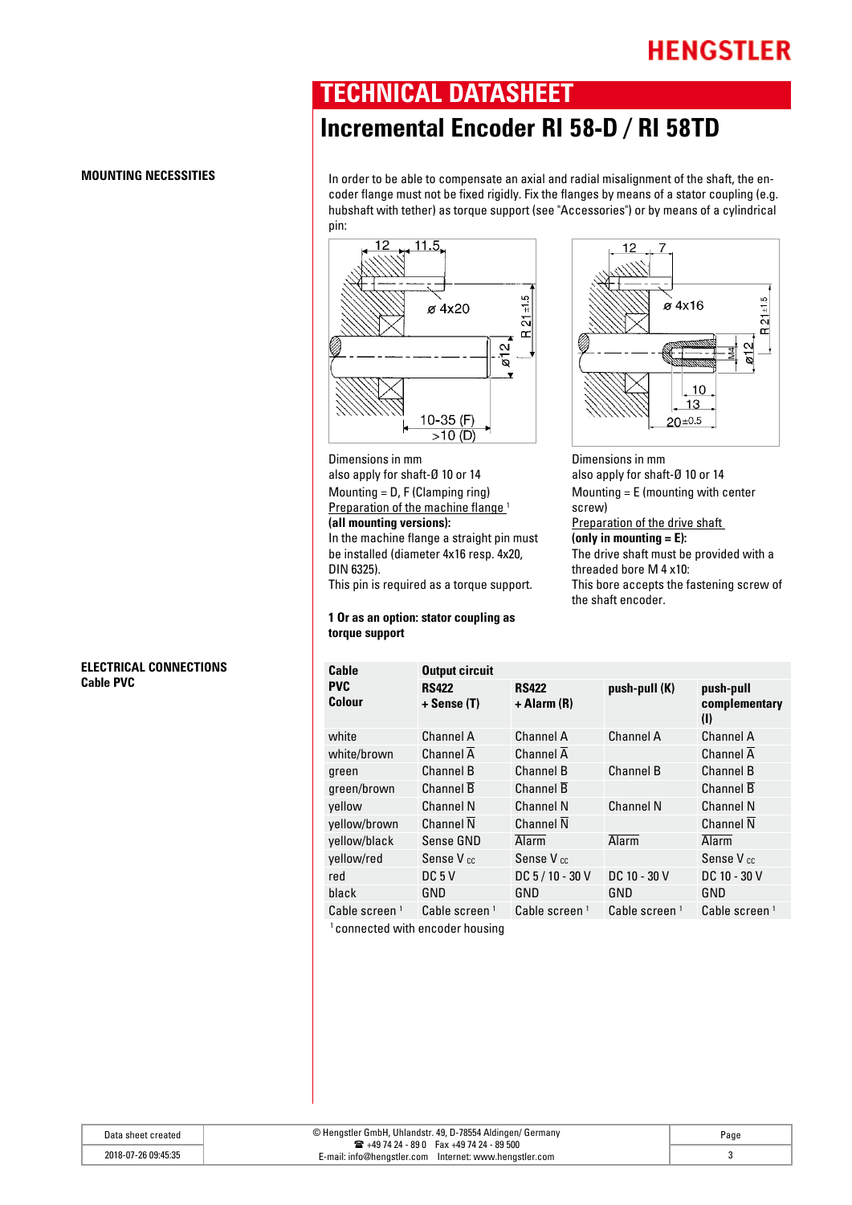# TECHNICAL DATASHEET

# Incremental Encoder RI 58-D / RI 58TD

## MOUNTING NECESSITIES

In order to be able to compensate an axial and radial misalignment of the shaft, the encoder flange must not be fixed rigidly. Fix the flanges by means of a stator coupling (e.g. hubshaft with tether) as torque support (see "Accessories") or by means of a cylindrical pin:

12
11.5
ø 4x20
R 21±1.5
ø12
10-35 (F)
>10 (D)

Dimensions in mm
also apply for shaft-Ø 10 or 14
Mounting = D, F (Clamping ring)
Preparation of the machine flange [1]
**(all mounting versions):**
In the machine flange a straight pin must be installed (diameter 4x16 resp. 4x20, DIN 6325).
This pin is required as a torque support.

**1 Or as an option: stator coupling as torque support**

12
7
ø 4x16
R 21±1.5
M4
ø12
10
13
20±0.5

Dimensions in mm
also apply for shaft-Ø 10 or 14
Mounting = E (mounting with center screw)
Preparation of the drive shaft
**(only in mounting = E):**
The drive shaft must be provided with a threaded bore M 4 x10:
This bore accepts the fastening screw of the shaft encoder.

## ELECTRICAL CONNECTIONS
**Cable PVC**

| Cable | Output circuit | | | |
|---|---|---|---|---|
| **PVC Colour** | **RS422 + Sense (T)** | **RS422 + Alarm (R)** | **push-pull (K)** | **push-pull complementary (I)** |
| white | Channel A | Channel A | Channel A | Channel A |
| white/brown | Channel $\overline{A}$ | Channel $\overline{A}$ | | Channel $\overline{A}$ |
| green | Channel B | Channel B | Channel B | Channel B |
| green/brown | Channel $\overline{B}$ | Channel $\overline{B}$ | | Channel $\overline{B}$ |
| yellow | Channel N | Channel N | Channel N | Channel N |
| yellow/brown | Channel $\overline{N}$ | Channel $\overline{N}$ | | Channel $\overline{N}$ |
| yellow/black | Sense GND | $\overline{\text{Alarm}}$ | $\overline{\text{Alarm}}$ | $\overline{\text{Alarm}}$ |
| yellow/red | Sense $V_{cc}$ | Sense $V_{cc}$ | | Sense $V_{cc}$ |
| red | DC 5 V | DC 5 / 10 - 30 V | DC 10 - 30 V | DC 10 - 30 V |
| black | GND | GND | GND | GND |
| Cable screen [1] | Cable screen [1] | Cable screen [1] | Cable screen [1] | Cable screen [1] |

[1] connected with encoder housing

| Data sheet created | © Hengstler GmbH, Uhlandstr. 49, D-78554 Aldingen/ Germany ☎ +49 74 24 - 89 0 Fax +49 74 24 - 89 500 E-mail: info@hengstler.com Internet: www.hengstler.com | Page |
|---|---|---|
| 2018-07-26 09:45:35 | | 3 |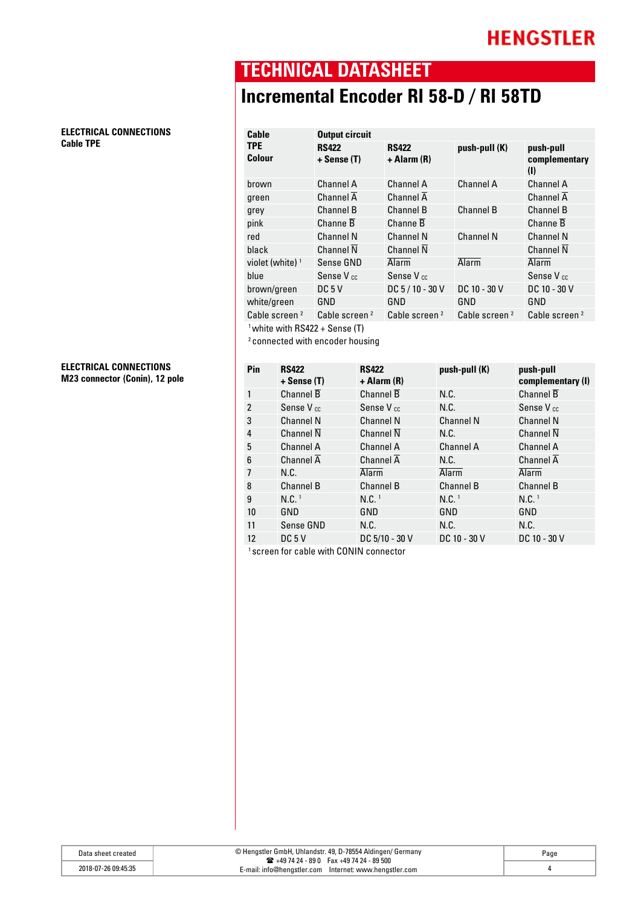## TECHNICAL DATASHEET

# Incremental Encoder RI 58-D / RI 58TD

### ELECTRICAL CONNECTIONS
**Cable TPE**

| Cable TPE Colour | Output circuit RS422 + Sense (T) | RS422 + Alarm (R) | push-pull (K) | push-pull complementary (I) |
|---|---|---|---|---|
| brown | Channel A | Channel A | Channel A | Channel A |
| green | Channel $\overline{A}$ | Channel $\overline{A}$ | | Channel $\overline{A}$ |
| grey | Channel B | Channel B | Channel B | Channel B |
| pink | Channe $\overline{B}$ | Channe $\overline{B}$ | | Channe $\overline{B}$ |
| red | Channel N | Channel N | Channel N | Channel N |
| black | Channel $\overline{N}$ | Channel $\overline{N}$ | | Channel $\overline{N}$ |
| violet (white) [1] | Sense GND | $\overline{Alarm}$ | $\overline{Alarm}$ | $\overline{Alarm}$ |
| blue | Sense $V_{cc}$ | Sense $V_{cc}$ | | Sense $V_{cc}$ |
| brown/green | DC 5 V | DC 5 / 10 - 30 V | DC 10 - 30 V | DC 10 - 30 V |
| white/green | GND | GND | GND | GND |
| Cable screen [2] | Cable screen [2] | Cable screen [2] | Cable screen [2] | Cable screen [2] |

[1] white with RS422 + Sense (T)
[2] connected with encoder housing

### ELECTRICAL CONNECTIONS
**M23 connector (Conin), 12 pole**

| Pin | RS422 + Sense (T) | RS422 + Alarm (R) | push-pull (K) | push-pull complementary (I) |
|---|---|---|---|---|
| 1 | Channel $\overline{B}$ | Channel $\overline{B}$ | N.C. | Channel $\overline{B}$ |
| 2 | Sense $V_{cc}$ | Sense $V_{cc}$ | N.C. | Sense $V_{cc}$ |
| 3 | Channel N | Channel N | Channel N | Channel N |
| 4 | Channel $\overline{N}$ | Channel $\overline{N}$ | N.C. | Channel $\overline{N}$ |
| 5 | Channel A | Channel A | Channel A | Channel A |
| 6 | Channel $\overline{A}$ | Channel $\overline{A}$ | N.C. | Channel $\overline{A}$ |
| 7 | N.C. | $\overline{Alarm}$ | $\overline{Alarm}$ | $\overline{Alarm}$ |
| 8 | Channel B | Channel B | Channel B | Channel B |
| 9 | N.C. [1] | N.C. [1] | N.C. [1] | N.C. [1] |
| 10 | GND | GND | GND | GND |
| 11 | Sense GND | N.C. | N.C. | N.C. |
| 12 | DC 5 V | DC 5/10 - 30 V | DC 10 - 30 V | DC 10 - 30 V |

[1] screen for cable with CONIN connector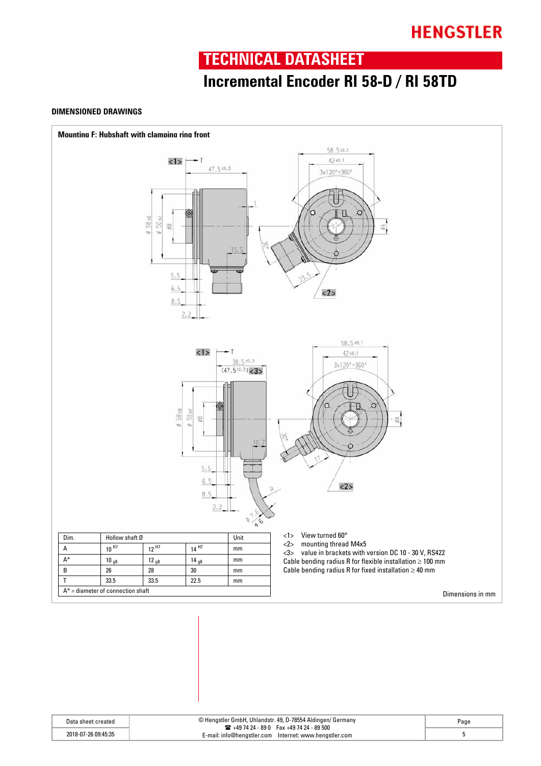# TECHNICAL DATASHEET

## Incremental Encoder RI 58-D / RI 58TD

### DIMENSIONED DRAWINGS

**Mounting F: Hubshaft with clamping ring front**

<1>
T
47.5 ±0.3
58.5 ±0.1
42 ±0.1
3x120°=360°
ø 58 h9
ø 50 h7
øB
1
15.5
30°
øA
5.5
6.5
8.5
2.2
23.5
<2>

<1>
T
38.5 ±0.3
(47.5 ±0.3) <3>
58.5 ±0.1
42 ±0.1
3x120°=360°
ø 58 h9
ø 50 h7
øB
10.7
30°
øA
5.5
6.5
8.5
2.2
17
R
ø 7.6
ø 6
<2>

| Dim. | Hollow shaft Ø | | | Unit |
|---|---|---|---|---|
| A | $10^{H7}$ | $12^{H7}$ | $14^{H7}$ | mm |
| A* | $10_{g8}$ | $12_{g8}$ | $14_{g8}$ | mm |
| B | 26 | 28 | 30 | mm |
| T | 33.5 | 33.5 | 22.5 | mm |
| A* = diameter of connection shaft | | | | |

<1> View turned 60°
<2> mounting thread M4x5
<3> value in brackets with version DC 10 - 30 V, RS422
Cable bending radius R for flexible installation ≥ 100 mm
Cable bending radius R for fixed installation ≥ 40 mm

Dimensions in mm

| Data sheet created | © Hengstler GmbH, Uhlandstr. 49, D-78554 Aldingen/ Germany ☎ +49 74 24 - 89 0 Fax +49 74 24 - 89 500 E-mail: info@hengstler.com Internet: www.hengstler.com | Page |
|---|---|---|
| 2018-07-26 09:45:35 | | 5 |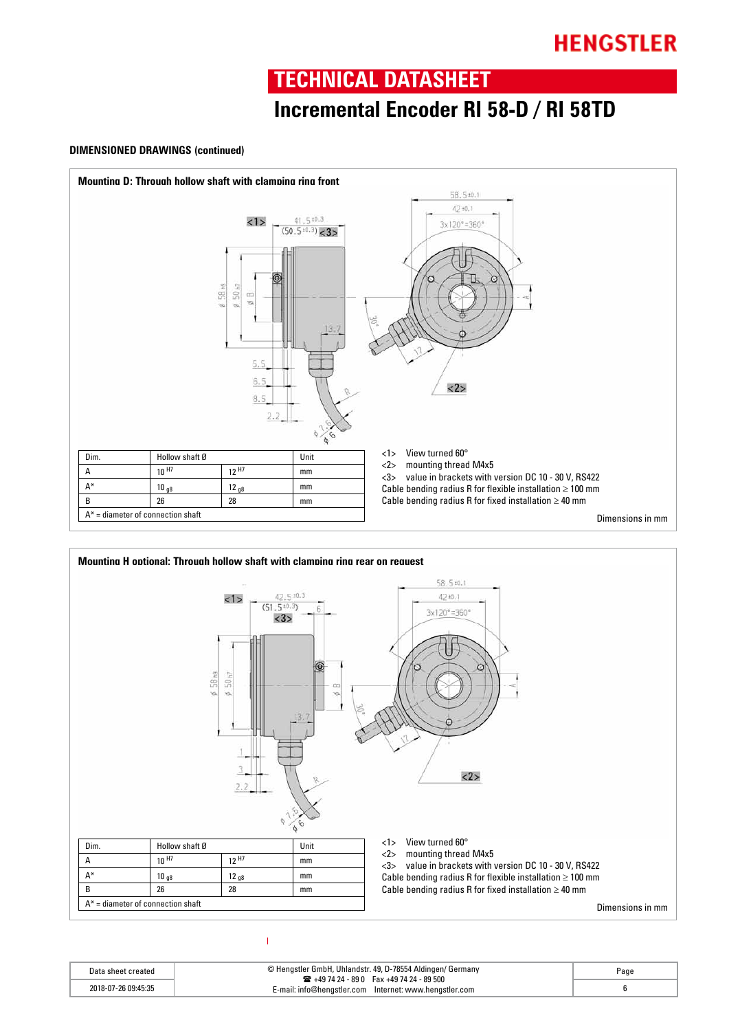# TECHNICAL DATASHEET

## Incremental Encoder RI 58-D / RI 58TD

### DIMENSIONED DRAWINGS (continued)

#### Mounting D: Through hollow shaft with clamping ring front

<1> 41.5 ±0.3 (50.5 ±0.3) <3>

58.5 ±0.1
42 ±0.1
3x120°=360°

ø 58 h9
ø 50 h7
ø B

13.7
30°
17
A

5.5
6.5
8.5
2.2
R
ø 7.5
ø 6

<2>

| Dim. | Hollow shaft Ø | | Unit |
|---|---|---|---|
| A | $10^{H7}$ | $12^{H7}$ | mm |
| A* | $10_{g8}$ | $12_{g8}$ | mm |
| B | 26 | 28 | mm |
| A* = diameter of connection shaft | | | |

<1> View turned 60°
<2> mounting thread M4x5
<3> value in brackets with version DC 10 - 30 V, RS422
Cable bending radius R for flexible installation ≥ 100 mm
Cable bending radius R for fixed installation ≥ 40 mm

Dimensions in mm

#### Mounting H optional: Through hollow shaft with clamping ring rear on request

<1> 42.5 ±0.3 (51.5 ±0.3) <3>
6

58.5 ±0.1
42 ±0.1
3x120°=360°

ø 58 h9
ø 50 h7
ø B

13.7
30°
17
A

1
3
2.2
R
ø 7.5
ø 6

<2>

| Dim. | Hollow shaft Ø | | Unit |
|---|---|---|---|
| A | $10^{H7}$ | $12^{H7}$ | mm |
| A* | $10_{g8}$ | $12_{g8}$ | mm |
| B | 26 | 28 | mm |
| A* = diameter of connection shaft | | | |

<1> View turned 60°
<2> mounting thread M4x5
<3> value in brackets with version DC 10 - 30 V, RS422
Cable bending radius R for flexible installation ≥ 100 mm
Cable bending radius R for fixed installation ≥ 40 mm

Dimensions in mm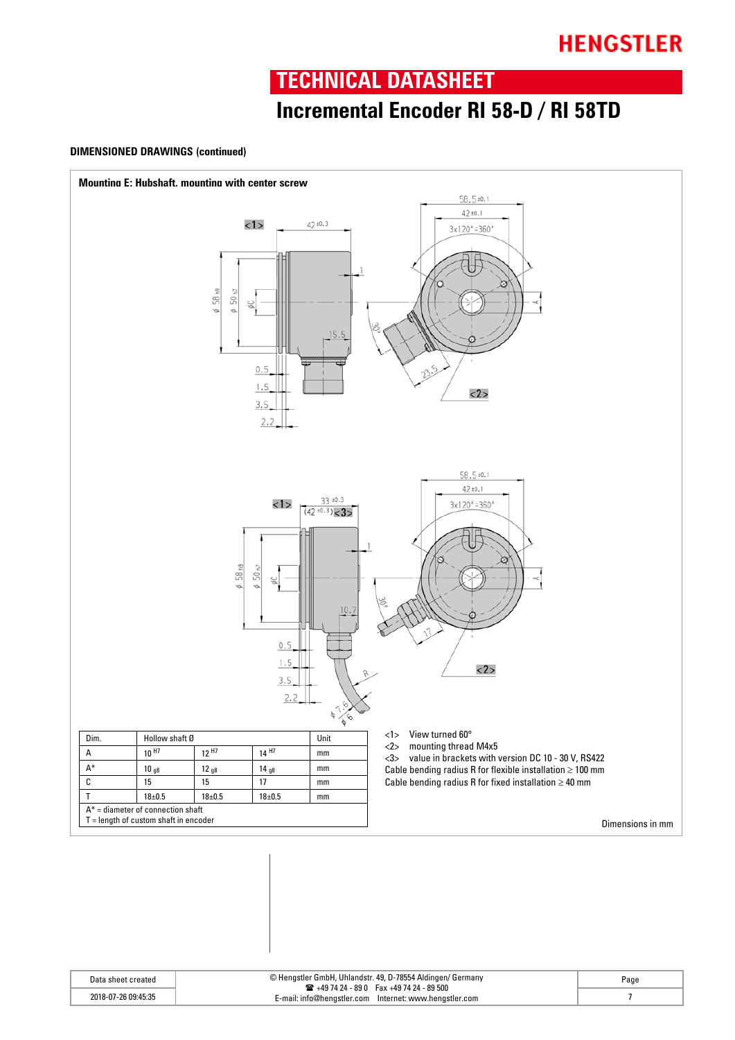# TECHNICAL DATASHEET

## Incremental Encoder RI 58-D / RI 58TD

### DIMENSIONED DRAWINGS (continued)

**Mounting E: Hubshaft, mounting with center screw**

| Dim. | Hollow shaft Ø | | | Unit |
|---|---|---|---|---|
| A | 10 H7 | 12 H7 | 14 H7 | mm |
| A* | 10 g8 | 12 g8 | 14 g8 | mm |
| C | 15 | 15 | 17 | mm |
| T | 18±0.5 | 18±0.5 | 18±0.5 | mm |

A* = diameter of connection shaft
T = length of custom shaft in encoder

<1> View turned 60°
<2> mounting thread M4x5
<3> value in brackets with version DC 10 - 30 V, RS422
Cable bending radius R for flexible installation ≥ 100 mm
Cable bending radius R for fixed installation ≥ 40 mm

Dimensions in mm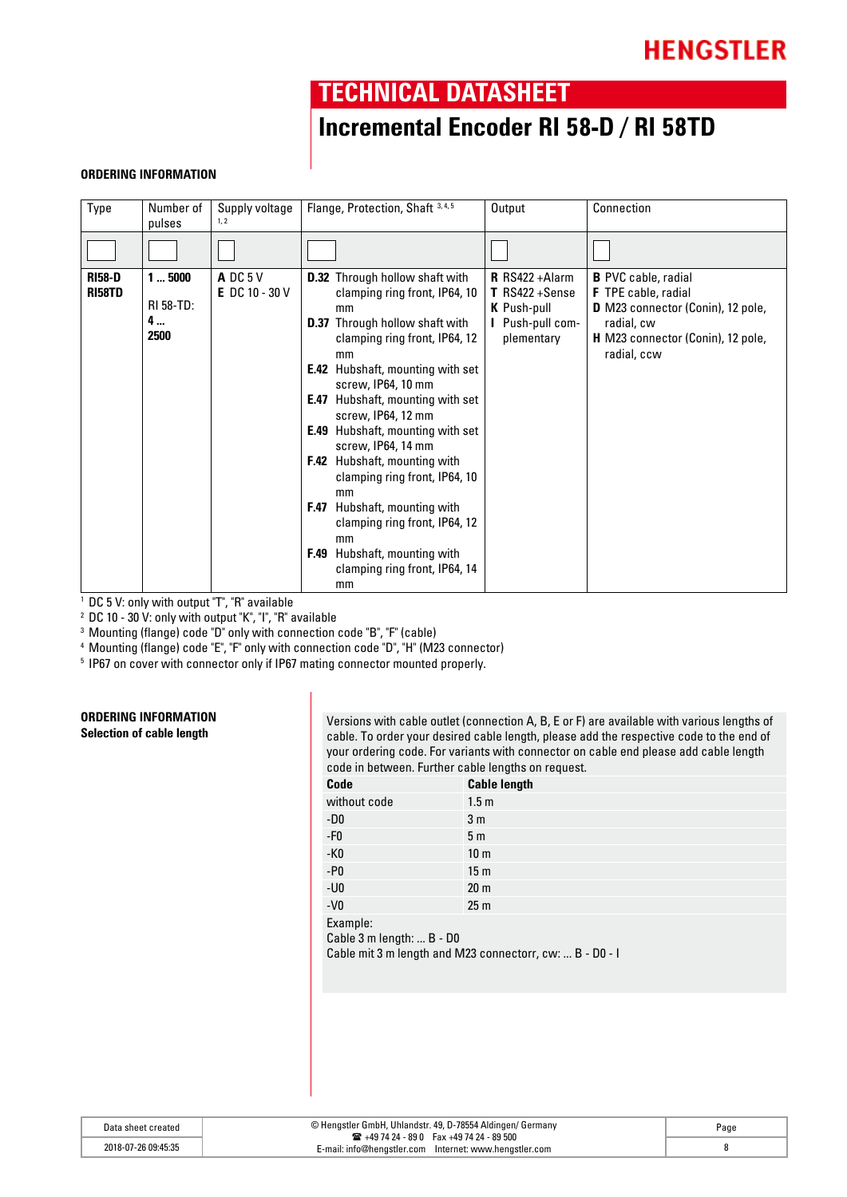## TECHNICAL DATASHEET

# Incremental Encoder RI 58-D / RI 58TD

### ORDERING INFORMATION

| Type | Number of pulses | Supply voltage [1, 2] | Flange, Protection, Shaft [3, 4, 5] | Output | Connection |
|---|---|---|---|---|---|
| | | | | | |
| **RI58-D** **RI58TD** | **1 ... 5000** RI 58-TD: **4 ... 2500** | **A** DC 5 V **E** DC 10 - 30 V | **D.32** Through hollow shaft with clamping ring front, IP64, 10 mm **D.37** Through hollow shaft with clamping ring front, IP64, 12 mm **E.42** Hubshaft, mounting with set screw, IP64, 10 mm **E.47** Hubshaft, mounting with set screw, IP64, 12 mm **E.49** Hubshaft, mounting with set screw, IP64, 14 mm **F.42** Hubshaft, mounting with clamping ring front, IP64, 10 mm **F.47** Hubshaft, mounting with clamping ring front, IP64, 12 mm **F.49** Hubshaft, mounting with clamping ring front, IP64, 14 mm | **R** RS422 +Alarm **T** RS422 +Sense **K** Push-pull **I** Push-pull complementary | **B** PVC cable, radial **F** TPE cable, radial **D** M23 connector (Conin), 12 pole, radial, cw **H** M23 connector (Conin), 12 pole, radial, ccw |

[1] DC 5 V: only with output "T", "R" available
[2] DC 10 - 30 V: only with output "K", "I", "R" available
[3] Mounting (flange) code "D" only with connection code "B", "F" (cable)
[4] Mounting (flange) code "E", "F" only with connection code "D", "H" (M23 connector)
[5] IP67 on cover with connector only if IP67 mating connector mounted properly.

### ORDERING INFORMATION
**Selection of cable length**

Versions with cable outlet (connection A, B, E or F) are available with various lengths of cable. To order your desired cable length, please add the respective code to the end of your ordering code. For variants with connector on cable end please add cable length code in between. Further cable lengths on request.

| Code | Cable length |
|---|---|
| without code | 1.5 m |
| -D0 | 3 m |
| -F0 | 5 m |
| -K0 | 10 m |
| -P0 | 15 m |
| -U0 | 20 m |
| -V0 | 25 m |

Example:
Cable 3 m length: ... B - D0
Cable mit 3 m length and M23 connectorr, cw: ... B - D0 - I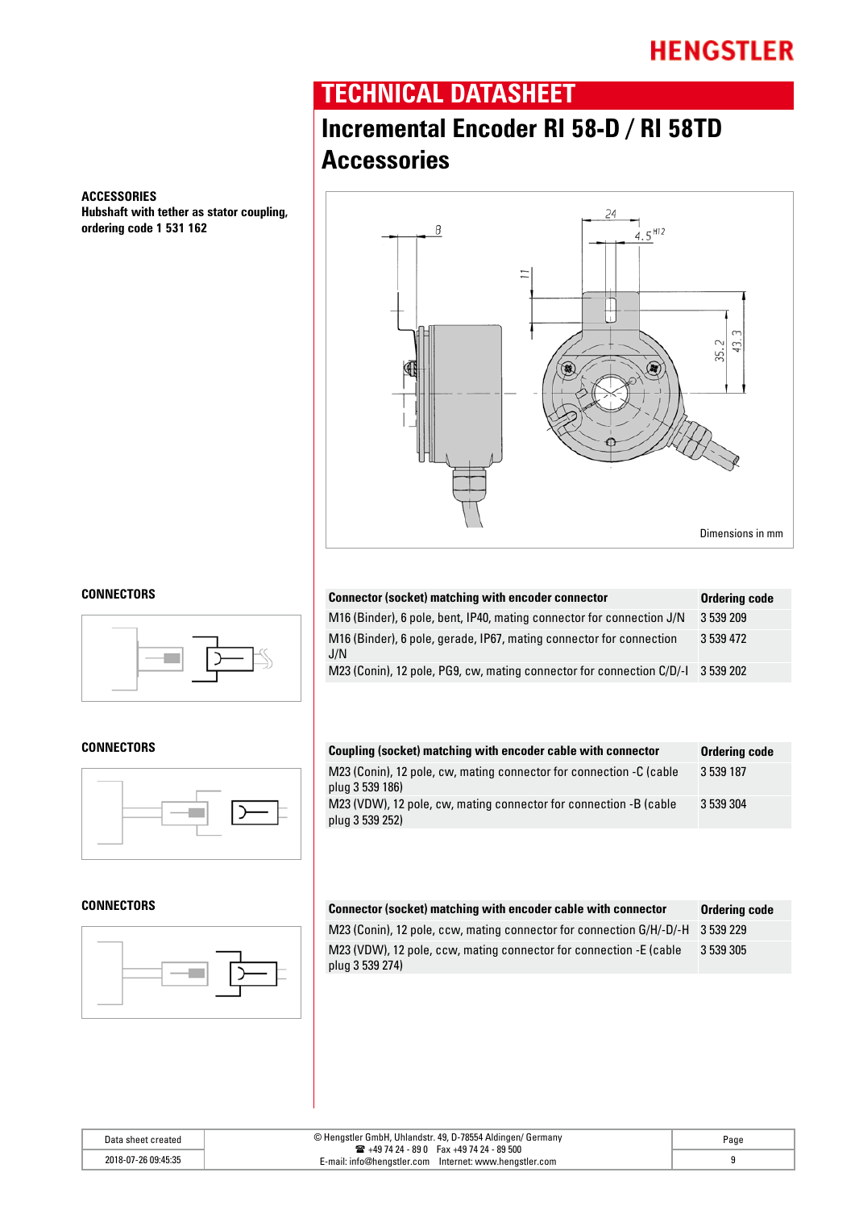HENGSTLER

# TECHNICAL DATASHEET

## Incremental Encoder RI 58-D / RI 58TD Accessories

**ACCESSORIES**
**Hubshaft with tether as stator coupling, ordering code 1 531 162**

24
8
4.5 H12
11
35.2
43.3

Dimensions in mm

**CONNECTORS**

| Connector (socket) matching with encoder connector | Ordering code |
|---|---|
| M16 (Binder), 6 pole, bent, IP40, mating connector for connection J/N | 3 539 209 |
| M16 (Binder), 6 pole, gerade, IP67, mating connector for connection J/N | 3 539 472 |
| M23 (Conin), 12 pole, PG9, cw, mating connector for connection C/D/-I | 3 539 202 |

**CONNECTORS**

| Coupling (socket) matching with encoder cable with connector | Ordering code |
|---|---|
| M23 (Conin), 12 pole, cw, mating connector for connection -C (cable plug 3 539 186) | 3 539 187 |
| M23 (VDW), 12 pole, cw, mating connector for connection -B (cable plug 3 539 252) | 3 539 304 |

**CONNECTORS**

| Connector (socket) matching with encoder cable with connector | Ordering code |
|---|---|
| M23 (Conin), 12 pole, ccw, mating connector for connection G/H/-D/-H | 3 539 229 |
| M23 (VDW), 12 pole, ccw, mating connector for connection -E (cable plug 3 539 274) | 3 539 305 |

| Data sheet created | © Hengstler GmbH, Uhlandstr. 49, D-78554 Aldingen/ Germany ☎ +49 74 24 - 89 0 Fax +49 74 24 - 89 500 E-mail: info@hengstler.com Internet: www.hengstler.com | Page |
|---|---|---|
| 2018-07-26 09:45:35 | | 9 |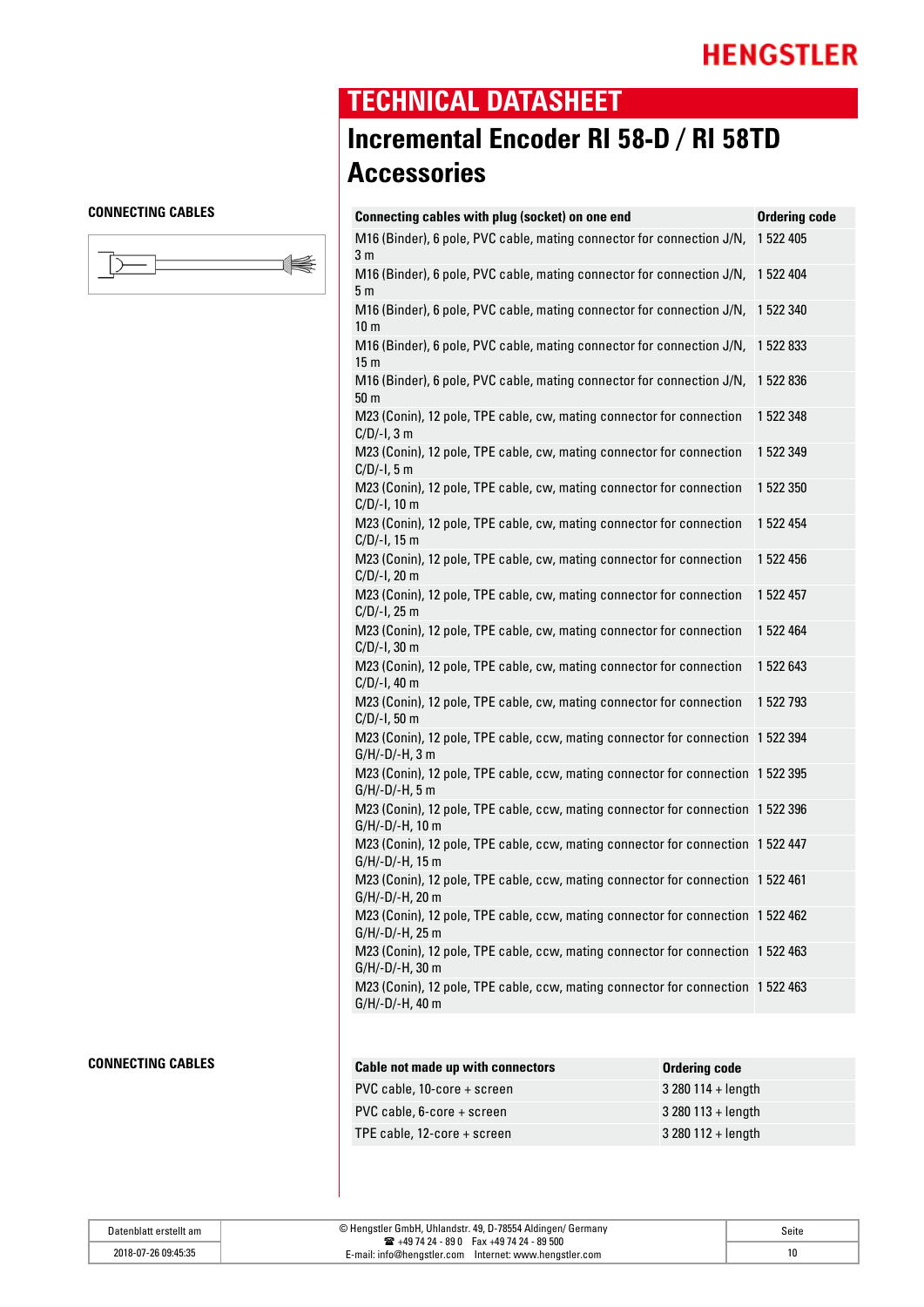# TECHNICAL DATASHEET

# Incremental Encoder RI 58-D / RI 58TD Accessories

## CONNECTING CABLES

| Connecting cables with plug (socket) on one end | Ordering code |
|---|---|
| M16 (Binder), 6 pole, PVC cable, mating connector for connection J/N, 3 m | 1 522 405 |
| M16 (Binder), 6 pole, PVC cable, mating connector for connection J/N, 5 m | 1 522 404 |
| M16 (Binder), 6 pole, PVC cable, mating connector for connection J/N, 10 m | 1 522 340 |
| M16 (Binder), 6 pole, PVC cable, mating connector for connection J/N, 15 m | 1 522 833 |
| M16 (Binder), 6 pole, PVC cable, mating connector for connection J/N, 50 m | 1 522 836 |
| M23 (Conin), 12 pole, TPE cable, cw, mating connector for connection C/D/-I, 3 m | 1 522 348 |
| M23 (Conin), 12 pole, TPE cable, cw, mating connector for connection C/D/-I, 5 m | 1 522 349 |
| M23 (Conin), 12 pole, TPE cable, cw, mating connector for connection C/D/-I, 10 m | 1 522 350 |
| M23 (Conin), 12 pole, TPE cable, cw, mating connector for connection C/D/-I, 15 m | 1 522 454 |
| M23 (Conin), 12 pole, TPE cable, cw, mating connector for connection C/D/-I, 20 m | 1 522 456 |
| M23 (Conin), 12 pole, TPE cable, cw, mating connector for connection C/D/-I, 25 m | 1 522 457 |
| M23 (Conin), 12 pole, TPE cable, cw, mating connector for connection C/D/-I, 30 m | 1 522 464 |
| M23 (Conin), 12 pole, TPE cable, cw, mating connector for connection C/D/-I, 40 m | 1 522 643 |
| M23 (Conin), 12 pole, TPE cable, cw, mating connector for connection C/D/-I, 50 m | 1 522 793 |
| M23 (Conin), 12 pole, TPE cable, ccw, mating connector for connection G/H/-D/-H, 3 m | 1 522 394 |
| M23 (Conin), 12 pole, TPE cable, ccw, mating connector for connection G/H/-D/-H, 5 m | 1 522 395 |
| M23 (Conin), 12 pole, TPE cable, ccw, mating connector for connection G/H/-D/-H, 10 m | 1 522 396 |
| M23 (Conin), 12 pole, TPE cable, ccw, mating connector for connection G/H/-D/-H, 15 m | 1 522 447 |
| M23 (Conin), 12 pole, TPE cable, ccw, mating connector for connection G/H/-D/-H, 20 m | 1 522 461 |
| M23 (Conin), 12 pole, TPE cable, ccw, mating connector for connection G/H/-D/-H, 25 m | 1 522 462 |
| M23 (Conin), 12 pole, TPE cable, ccw, mating connector for connection G/H/-D/-H, 30 m | 1 522 463 |
| M23 (Conin), 12 pole, TPE cable, ccw, mating connector for connection G/H/-D/-H, 40 m | 1 522 463 |

## CONNECTING CABLES

| Cable not made up with connectors | Ordering code |
|---|---|
| PVC cable, 10-core + screen | 3 280 114 + length |
| PVC cable, 6-core + screen | 3 280 113 + length |
| TPE cable, 12-core + screen | 3 280 112 + length |

| Datenblatt erstellt am | © Hengstler GmbH, Uhlandstr. 49, D-78554 Aldingen/ Germany ☎ +49 74 24 - 89 0 Fax +49 74 24 - 89 500 E-mail: info@hengstler.com Internet: www.hengstler.com | Seite |
|---|---|---|
| 2018-07-26 09:45:35 | | 10 |